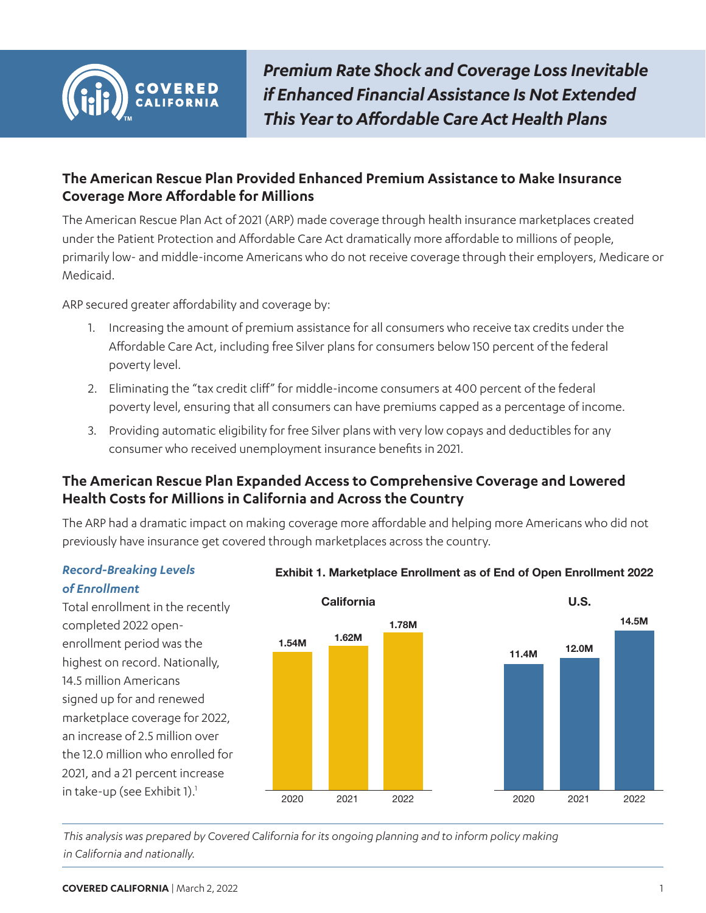# Premium Rate Shock and Coverage Loss Inevitable if Enhanced Financial Assistance Is Not Extended This Year to Affordable Care Act Health Plans

## The American Rescue Plan Provided Enhanced Premium Assistance to Make Insurance Coverage More Affordable for Millions

The American Rescue Plan Act of 2021 (ARP) made coverage through health insurance marketplaces created under the Patient Protection and Affordable Care Act dramatically more affordable to millions of people, primarily low- and middle-income Americans who do not receive coverage through their employers, Medicare or Medicaid.

ARP secured greater affordability and coverage by:

1. Increasing the amount of premium assistance for all consumers who receive tax credits under the Affordable Care Act, including free Silver plans for consumers below 150 percent of the federal poverty level.
2. Eliminating the "tax credit cliff" for middle-income consumers at 400 percent of the federal poverty level, ensuring that all consumers can have premiums capped as a percentage of income.
3. Providing automatic eligibility for free Silver plans with very low copays and deductibles for any consumer who received unemployment insurance benefits in 2021.

## The American Rescue Plan Expanded Access to Comprehensive Coverage and Lowered Health Costs for Millions in California and Across the Country

The ARP had a dramatic impact on making coverage more affordable and helping more Americans who did not previously have insurance get covered through marketplaces across the country.

### *Record-Breaking Levels of Enrollment*

Total enrollment in the recently completed 2022 open-enrollment period was the highest on record. Nationally, 14.5 million Americans signed up for and renewed marketplace coverage for 2022, an increase of 2.5 million over the 12.0 million who enrolled for 2021, and a 21 percent increase in take-up (see Exhibit 1).[1]

**Exhibit 1. Marketplace Enrollment as of End of Open Enrollment 2022**

| Year | California | U.S. |
|---|---|---|
| 2020 | 1.54M | 11.4M |
| 2021 | 1.62M | 12.0M |
| 2022 | 1.78M | 14.5M |

*This analysis was prepared by Covered California for its ongoing planning and to inform policy making in California and nationally.*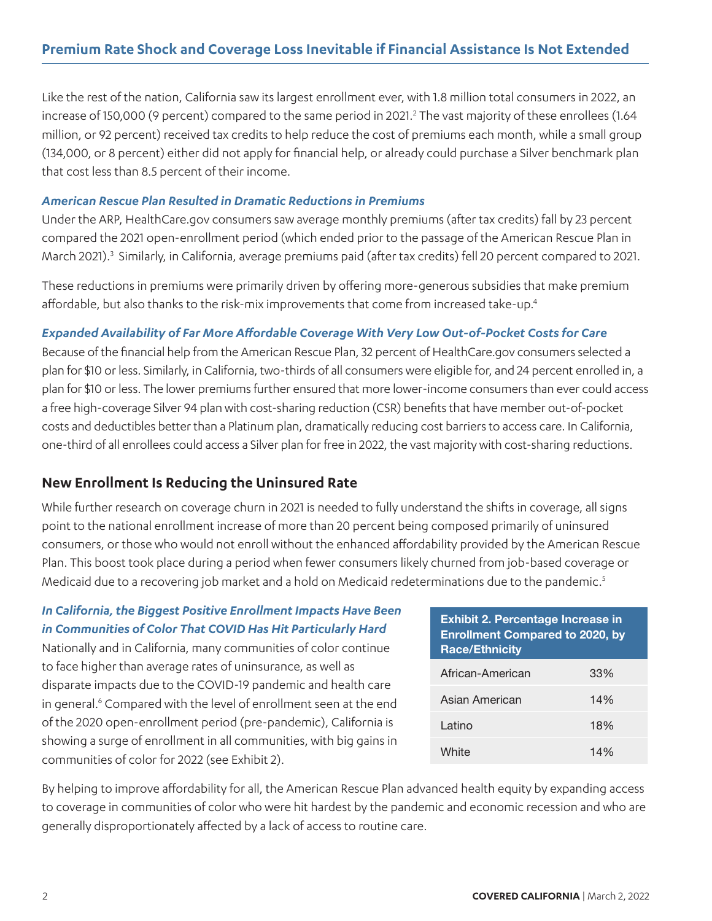## Premium Rate Shock and Coverage Loss Inevitable if Financial Assistance Is Not Extended

Like the rest of the nation, California saw its largest enrollment ever, with 1.8 million total consumers in 2022, an increase of 150,000 (9 percent) compared to the same period in 2021.[2] The vast majority of these enrollees (1.64 million, or 92 percent) received tax credits to help reduce the cost of premiums each month, while a small group (134,000, or 8 percent) either did not apply for financial help, or already could purchase a Silver benchmark plan that cost less than 8.5 percent of their income.

### *American Rescue Plan Resulted in Dramatic Reductions in Premiums*

Under the ARP, HealthCare.gov consumers saw average monthly premiums (after tax credits) fall by 23 percent compared the 2021 open-enrollment period (which ended prior to the passage of the American Rescue Plan in March 2021).[3] Similarly, in California, average premiums paid (after tax credits) fell 20 percent compared to 2021.

These reductions in premiums were primarily driven by offering more-generous subsidies that make premium affordable, but also thanks to the risk-mix improvements that come from increased take-up.[4]

### *Expanded Availability of Far More Affordable Coverage With Very Low Out-of-Pocket Costs for Care*

Because of the financial help from the American Rescue Plan, 32 percent of HealthCare.gov consumers selected a plan for $10 or less. Similarly, in California, two-thirds of all consumers were eligible for, and 24 percent enrolled in, a plan for $10 or less. The lower premiums further ensured that more lower-income consumers than ever could access a free high-coverage Silver 94 plan with cost-sharing reduction (CSR) benefits that have member out-of-pocket costs and deductibles better than a Platinum plan, dramatically reducing cost barriers to access care. In California, one-third of all enrollees could access a Silver plan for free in 2022, the vast majority with cost-sharing reductions.

## New Enrollment Is Reducing the Uninsured Rate

While further research on coverage churn in 2021 is needed to fully understand the shifts in coverage, all signs point to the national enrollment increase of more than 20 percent being composed primarily of uninsured consumers, or those who would not enroll without the enhanced affordability provided by the American Rescue Plan. This boost took place during a period when fewer consumers likely churned from job-based coverage or Medicaid due to a recovering job market and a hold on Medicaid redeterminations due to the pandemic.[5]

### *In California, the Biggest Positive Enrollment Impacts Have Been in Communities of Color That COVID Has Hit Particularly Hard*

Nationally and in California, many communities of color continue to face higher than average rates of uninsurance, as well as disparate impacts due to the COVID-19 pandemic and health care in general.[6] Compared with the level of enrollment seen at the end of the 2020 open-enrollment period (pre-pandemic), California is showing a surge of enrollment in all communities, with big gains in communities of color for 2022 (see Exhibit 2).

**Exhibit 2. Percentage Increase in Enrollment Compared to 2020, by Race/Ethnicity**

| Race/Ethnicity | Increase |
|---|---|
| African-American | 33% |
| Asian American | 14% |
| Latino | 18% |
| White | 14% |

By helping to improve affordability for all, the American Rescue Plan advanced health equity by expanding access to coverage in communities of color who were hit hardest by the pandemic and economic recession and who are generally disproportionately affected by a lack of access to routine care.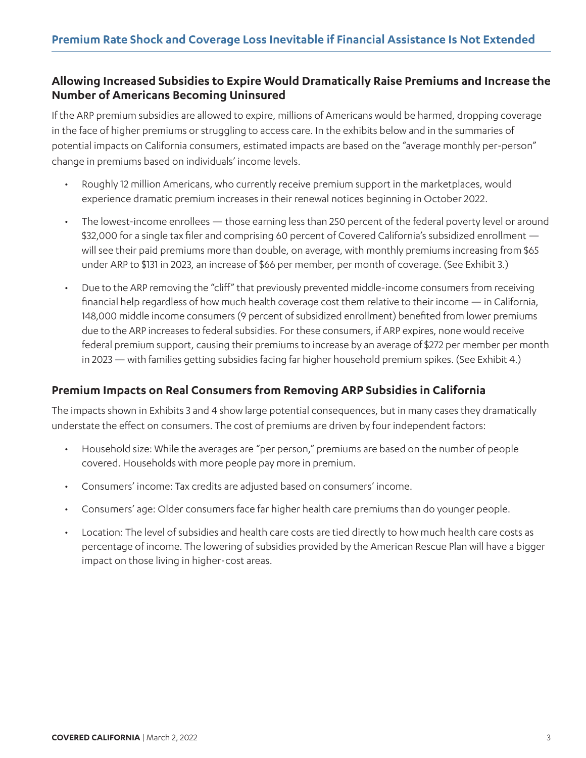## Premium Rate Shock and Coverage Loss Inevitable if Financial Assistance Is Not Extended

### Allowing Increased Subsidies to Expire Would Dramatically Raise Premiums and Increase the Number of Americans Becoming Uninsured

If the ARP premium subsidies are allowed to expire, millions of Americans would be harmed, dropping coverage in the face of higher premiums or struggling to access care. In the exhibits below and in the summaries of potential impacts on California consumers, estimated impacts are based on the "average monthly per-person" change in premiums based on individuals' income levels.

- Roughly 12 million Americans, who currently receive premium support in the marketplaces, would experience dramatic premium increases in their renewal notices beginning in October 2022.
- The lowest-income enrollees — those earning less than 250 percent of the federal poverty level or around $32,000 for a single tax filer and comprising 60 percent of Covered California's subsidized enrollment — will see their paid premiums more than double, on average, with monthly premiums increasing from $65 under ARP to $131 in 2023, an increase of $66 per member, per month of coverage. (See Exhibit 3.)
- Due to the ARP removing the "cliff" that previously prevented middle-income consumers from receiving financial help regardless of how much health coverage cost them relative to their income — in California, 148,000 middle income consumers (9 percent of subsidized enrollment) benefited from lower premiums due to the ARP increases to federal subsidies. For these consumers, if ARP expires, none would receive federal premium support, causing their premiums to increase by an average of $272 per member per month in 2023 — with families getting subsidies facing far higher household premium spikes. (See Exhibit 4.)

### Premium Impacts on Real Consumers from Removing ARP Subsidies in California

The impacts shown in Exhibits 3 and 4 show large potential consequences, but in many cases they dramatically understate the effect on consumers. The cost of premiums are driven by four independent factors:

- Household size: While the averages are "per person," premiums are based on the number of people covered. Households with more people pay more in premium.
- Consumers' income: Tax credits are adjusted based on consumers' income.
- Consumers' age: Older consumers face far higher health care premiums than do younger people.
- Location: The level of subsidies and health care costs are tied directly to how much health care costs as percentage of income. The lowering of subsidies provided by the American Rescue Plan will have a bigger impact on those living in higher-cost areas.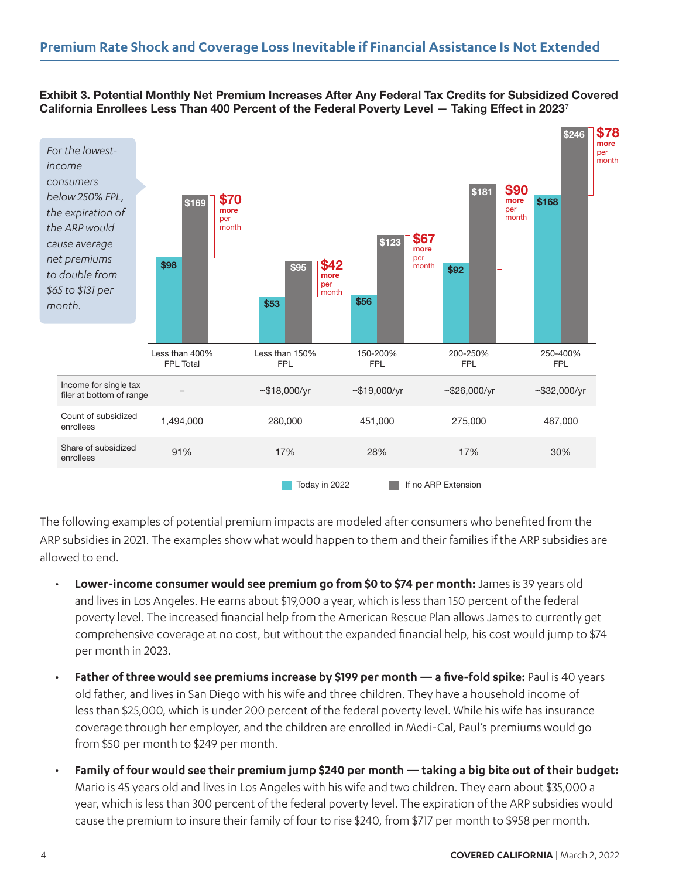## Premium Rate Shock and Coverage Loss Inevitable if Financial Assistance Is Not Extended

**Exhibit 3. Potential Monthly Net Premium Increases After Any Federal Tax Credits for Subsidized Covered California Enrollees Less Than 400 Percent of the Federal Poverty Level — Taking Effect in 2023**[7]

*For the lowest-income consumers below 250% FPL, the expiration of the ARP would cause average net premiums to double from $65 to $131 per month.*

| | Less than 400% FPL Total | Less than 150% FPL | 150-200% FPL | 200-250% FPL | 250-400% FPL |
|---|---|---|---|---|---|
| Today in 2022 | $98 | $53 | $56 | $92 | $168 |
| If no ARP Extension | $169 | $95 | $123 | $181 | $246 |
| Increase | $70 more per month | $42 more per month | $67 more per month | $90 more per month | $78 more per month |
| Income for single tax filer at bottom of range | – | ~$18,000/yr | ~$19,000/yr | ~$26,000/yr | ~$32,000/yr |
| Count of subsidized enrollees | 1,494,000 | 280,000 | 451,000 | 275,000 | 487,000 |
| Share of subsidized enrollees | 91% | 17% | 28% | 17% | 30% |

The following examples of potential premium impacts are modeled after consumers who benefited from the ARP subsidies in 2021. The examples show what would happen to them and their families if the ARP subsidies are allowed to end.

- **Lower-income consumer would see premium go from $0 to $74 per month:** James is 39 years old and lives in Los Angeles. He earns about $19,000 a year, which is less than 150 percent of the federal poverty level. The increased financial help from the American Rescue Plan allows James to currently get comprehensive coverage at no cost, but without the expanded financial help, his cost would jump to $74 per month in 2023.
- **Father of three would see premiums increase by $199 per month — a five-fold spike:** Paul is 40 years old father, and lives in San Diego with his wife and three children. They have a household income of less than $25,000, which is under 200 percent of the federal poverty level. While his wife has insurance coverage through her employer, and the children are enrolled in Medi-Cal, Paul's premiums would go from $50 per month to $249 per month.
- **Family of four would see their premium jump $240 per month — taking a big bite out of their budget:** Mario is 45 years old and lives in Los Angeles with his wife and two children. They earn about $35,000 a year, which is less than 300 percent of the federal poverty level. The expiration of the ARP subsidies would cause the premium to insure their family of four to rise $240, from $717 per month to $958 per month.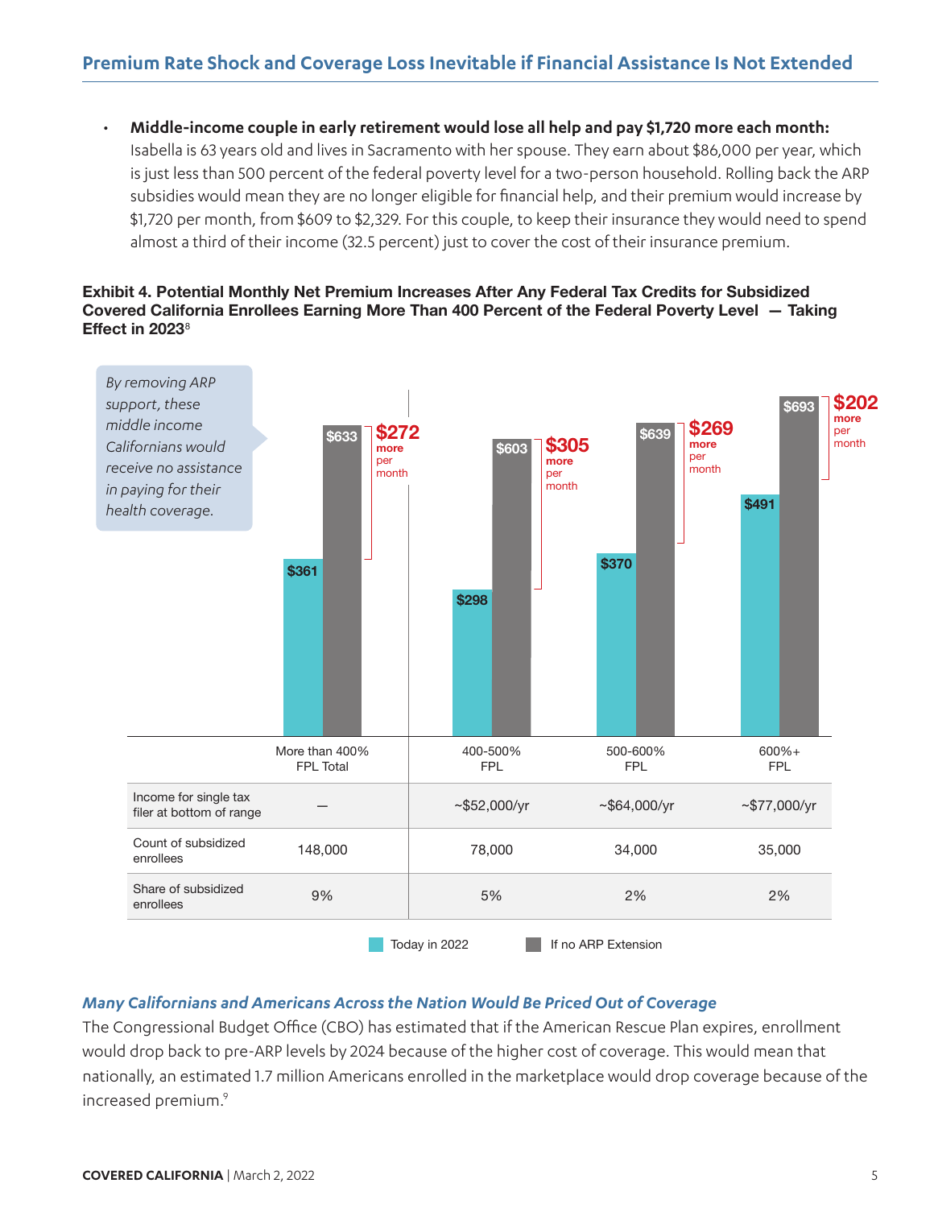## Premium Rate Shock and Coverage Loss Inevitable if Financial Assistance Is Not Extended

- **Middle-income couple in early retirement would lose all help and pay $1,720 more each month:** Isabella is 63 years old and lives in Sacramento with her spouse. They earn about $86,000 per year, which is just less than 500 percent of the federal poverty level for a two-person household. Rolling back the ARP subsidies would mean they are no longer eligible for financial help, and their premium would increase by $1,720 per month, from $609 to $2,329. For this couple, to keep their insurance they would need to spend almost a third of their income (32.5 percent) just to cover the cost of their insurance premium.

**Exhibit 4. Potential Monthly Net Premium Increases After Any Federal Tax Credits for Subsidized Covered California Enrollees Earning More Than 400 Percent of the Federal Poverty Level — Taking Effect in 2023**[8]

*By removing ARP support, these middle income Californians would receive no assistance in paying for their health coverage.*

| | More than 400% FPL Total | 400-500% FPL | 500-600% FPL | 600%+ FPL |
|---|---|---|---|---|
| Today in 2022 | $361 | $298 | $370 | $491 |
| If no ARP Extension | $633 | $603 | $639 | $693 |
| Increase | $272 more per month | $305 more per month | $269 more per month | $202 more per month |
| Income for single tax filer at bottom of range | — | ~$52,000/yr | ~$64,000/yr | ~$77,000/yr |
| Count of subsidized enrollees | 148,000 | 78,000 | 34,000 | 35,000 |
| Share of subsidized enrollees | 9% | 5% | 2% | 2% |

### *Many Californians and Americans Across the Nation Would Be Priced Out of Coverage*

The Congressional Budget Office (CBO) has estimated that if the American Rescue Plan expires, enrollment would drop back to pre-ARP levels by 2024 because of the higher cost of coverage. This would mean that nationally, an estimated 1.7 million Americans enrolled in the marketplace would drop coverage because of the increased premium.[9]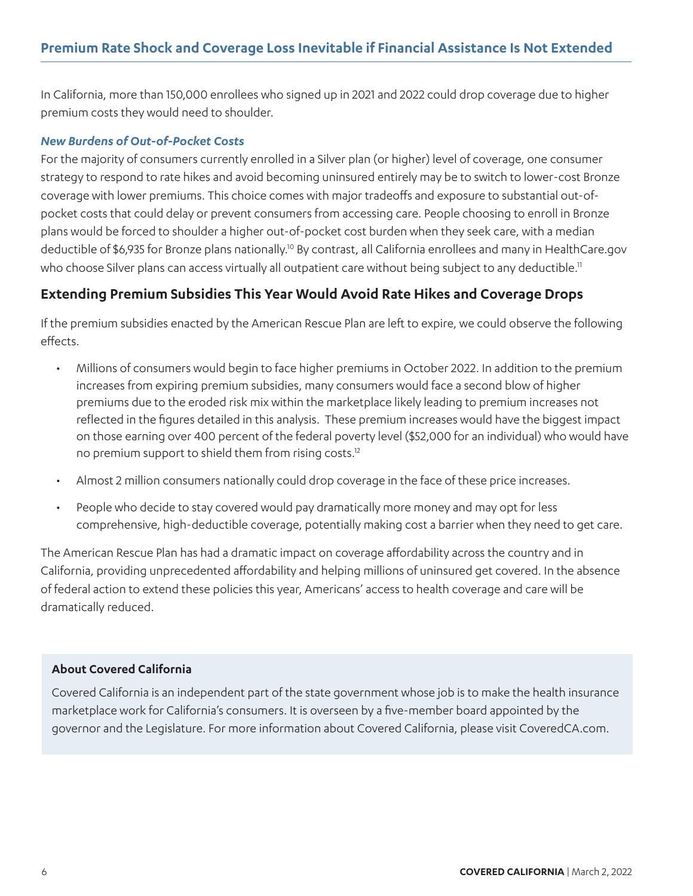## Premium Rate Shock and Coverage Loss Inevitable if Financial Assistance Is Not Extended

In California, more than 150,000 enrollees who signed up in 2021 and 2022 could drop coverage due to higher premium costs they would need to shoulder.

### *New Burdens of Out-of-Pocket Costs*

For the majority of consumers currently enrolled in a Silver plan (or higher) level of coverage, one consumer strategy to respond to rate hikes and avoid becoming uninsured entirely may be to switch to lower-cost Bronze coverage with lower premiums. This choice comes with major tradeoffs and exposure to substantial out-of-pocket costs that could delay or prevent consumers from accessing care. People choosing to enroll in Bronze plans would be forced to shoulder a higher out-of-pocket cost burden when they seek care, with a median deductible of $6,935 for Bronze plans nationally.[10] By contrast, all California enrollees and many in HealthCare.gov who choose Silver plans can access virtually all outpatient care without being subject to any deductible.[11]

## Extending Premium Subsidies This Year Would Avoid Rate Hikes and Coverage Drops

If the premium subsidies enacted by the American Rescue Plan are left to expire, we could observe the following effects.

- Millions of consumers would begin to face higher premiums in October 2022. In addition to the premium increases from expiring premium subsidies, many consumers would face a second blow of higher premiums due to the eroded risk mix within the marketplace likely leading to premium increases not reflected in the figures detailed in this analysis. These premium increases would have the biggest impact on those earning over 400 percent of the federal poverty level ($52,000 for an individual) who would have no premium support to shield them from rising costs.[12]
- Almost 2 million consumers nationally could drop coverage in the face of these price increases.
- People who decide to stay covered would pay dramatically more money and may opt for less comprehensive, high-deductible coverage, potentially making cost a barrier when they need to get care.

The American Rescue Plan has had a dramatic impact on coverage affordability across the country and in California, providing unprecedented affordability and helping millions of uninsured get covered. In the absence of federal action to extend these policies this year, Americans' access to health coverage and care will be dramatically reduced.

**About Covered California**

Covered California is an independent part of the state government whose job is to make the health insurance marketplace work for California's consumers. It is overseen by a five-member board appointed by the governor and the Legislature. For more information about Covered California, please visit CoveredCA.com.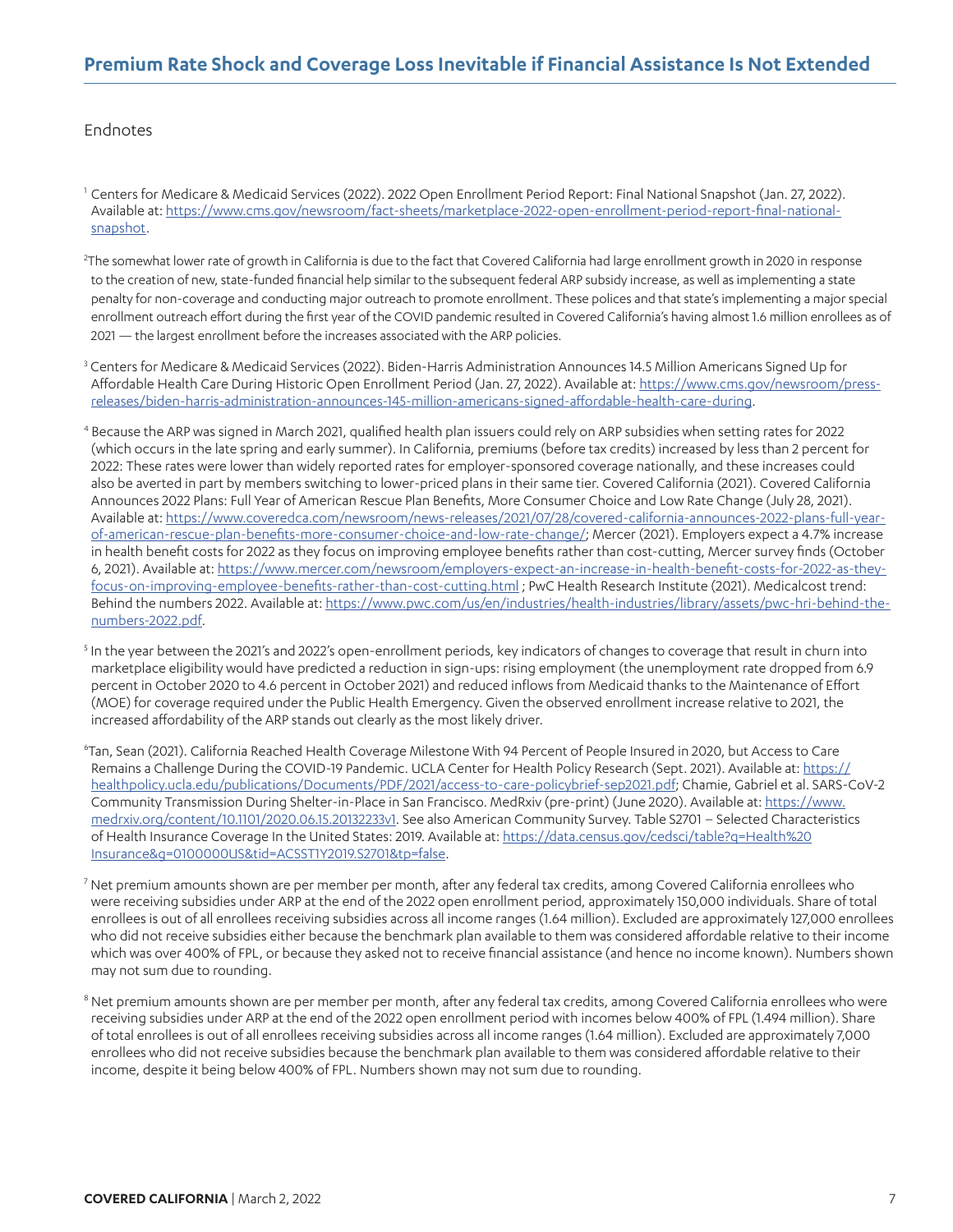## Endnotes

[1] Centers for Medicare & Medicaid Services (2022). 2022 Open Enrollment Period Report: Final National Snapshot (Jan. 27, 2022). Available at: https://www.cms.gov/newsroom/fact-sheets/marketplace-2022-open-enrollment-period-report-final-national-snapshot.

[2] The somewhat lower rate of growth in California is due to the fact that Covered California had large enrollment growth in 2020 in response to the creation of new, state-funded financial help similar to the subsequent federal ARP subsidy increase, as well as implementing a state penalty for non-coverage and conducting major outreach to promote enrollment. These polices and that state's implementing a major special enrollment outreach effort during the first year of the COVID pandemic resulted in Covered California's having almost 1.6 million enrollees as of 2021 — the largest enrollment before the increases associated with the ARP policies.

[3] Centers for Medicare & Medicaid Services (2022). Biden-Harris Administration Announces 14.5 Million Americans Signed Up for Affordable Health Care During Historic Open Enrollment Period (Jan. 27, 2022). Available at: https://www.cms.gov/newsroom/press-releases/biden-harris-administration-announces-145-million-americans-signed-affordable-health-care-during.

[4] Because the ARP was signed in March 2021, qualified health plan issuers could rely on ARP subsidies when setting rates for 2022 (which occurs in the late spring and early summer). In California, premiums (before tax credits) increased by less than 2 percent for 2022: These rates were lower than widely reported rates for employer-sponsored coverage nationally, and these increases could also be averted in part by members switching to lower-priced plans in their same tier. Covered California (2021). Covered California Announces 2022 Plans: Full Year of American Rescue Plan Benefits, More Consumer Choice and Low Rate Change (July 28, 2021). Available at: https://www.coveredca.com/newsroom/news-releases/2021/07/28/covered-california-announces-2022-plans-full-year-of-american-rescue-plan-benefits-more-consumer-choice-and-low-rate-change/; Mercer (2021). Employers expect a 4.7% increase in health benefit costs for 2022 as they focus on improving employee benefits rather than cost-cutting, Mercer survey finds (October 6, 2021). Available at: https://www.mercer.com/newsroom/employers-expect-an-increase-in-health-benefit-costs-for-2022-as-they-focus-on-improving-employee-benefits-rather-than-cost-cutting.html ; PwC Health Research Institute (2021). Medicalcost trend: Behind the numbers 2022. Available at: https://www.pwc.com/us/en/industries/health-industries/library/assets/pwc-hri-behind-the-numbers-2022.pdf.

[5] In the year between the 2021's and 2022's open-enrollment periods, key indicators of changes to coverage that result in churn into marketplace eligibility would have predicted a reduction in sign-ups: rising employment (the unemployment rate dropped from 6.9 percent in October 2020 to 4.6 percent in October 2021) and reduced inflows from Medicaid thanks to the Maintenance of Effort (MOE) for coverage required under the Public Health Emergency. Given the observed enrollment increase relative to 2021, the increased affordability of the ARP stands out clearly as the most likely driver.

[6] Tan, Sean (2021). California Reached Health Coverage Milestone With 94 Percent of People Insured in 2020, but Access to Care Remains a Challenge During the COVID-19 Pandemic. UCLA Center for Health Policy Research (Sept. 2021). Available at: https://healthpolicy.ucla.edu/publications/Documents/PDF/2021/access-to-care-policybrief-sep2021.pdf; Chamie, Gabriel et al. SARS-CoV-2 Community Transmission During Shelter-in-Place in San Francisco. MedRxiv (pre-print) (June 2020). Available at: https://www.medrxiv.org/content/10.1101/2020.06.15.20132233v1. See also American Community Survey. Table S2701 – Selected Characteristics of Health Insurance Coverage In the United States: 2019. Available at: https://data.census.gov/cedsci/table?q=Health%20Insurance&g=0100000US&tid=ACSST1Y2019.S2701&tp=false.

[7] Net premium amounts shown are per member per month, after any federal tax credits, among Covered California enrollees who were receiving subsidies under ARP at the end of the 2022 open enrollment period, approximately 150,000 individuals. Share of total enrollees is out of all enrollees receiving subsidies across all income ranges (1.64 million). Excluded are approximately 127,000 enrollees who did not receive subsidies either because the benchmark plan available to them was considered affordable relative to their income which was over 400% of FPL, or because they asked not to receive financial assistance (and hence no income known). Numbers shown may not sum due to rounding.

[8] Net premium amounts shown are per member per month, after any federal tax credits, among Covered California enrollees who were receiving subsidies under ARP at the end of the 2022 open enrollment period with incomes below 400% of FPL (1.494 million). Share of total enrollees is out of all enrollees receiving subsidies across all income ranges (1.64 million). Excluded are approximately 7,000 enrollees who did not receive subsidies because the benchmark plan available to them was considered affordable relative to their income, despite it being below 400% of FPL. Numbers shown may not sum due to rounding.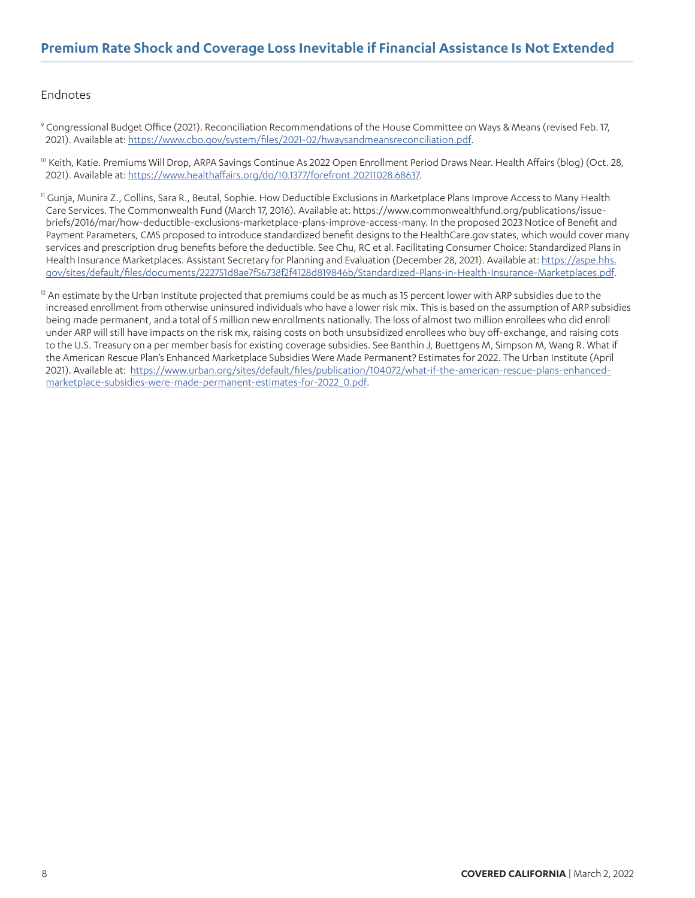## Endnotes

[9] Congressional Budget Office (2021). Reconciliation Recommendations of the House Committee on Ways & Means (revised Feb. 17, 2021). Available at: https://www.cbo.gov/system/files/2021-02/hwaysandmeansreconciliation.pdf.

[10] Keith, Katie. Premiums Will Drop, ARPA Savings Continue As 2022 Open Enrollment Period Draws Near. Health Affairs (blog) (Oct. 28, 2021). Available at: https://www.healthaffairs.org/do/10.1377/forefront.20211028.68637.

[11] Gunja, Munira Z., Collins, Sara R., Beutal, Sophie. How Deductible Exclusions in Marketplace Plans Improve Access to Many Health Care Services. The Commonwealth Fund (March 17, 2016). Available at: https://www.commonwealthfund.org/publications/issue-briefs/2016/mar/how-deductible-exclusions-marketplace-plans-improve-access-many. In the proposed 2023 Notice of Benefit and Payment Parameters, CMS proposed to introduce standardized benefit designs to the HealthCare.gov states, which would cover many services and prescription drug benefits before the deductible. See Chu, RC et al. Facilitating Consumer Choice: Standardized Plans in Health Insurance Marketplaces. Assistant Secretary for Planning and Evaluation (December 28, 2021). Available at: https://aspe.hhs.gov/sites/default/files/documents/222751d8ae7f56738f2f4128d819846b/Standardized-Plans-in-Health-Insurance-Marketplaces.pdf.

[12] An estimate by the Urban Institute projected that premiums could be as much as 15 percent lower with ARP subsidies due to the increased enrollment from otherwise uninsured individuals who have a lower risk mix. This is based on the assumption of ARP subsidies being made permanent, and a total of 5 million new enrollments nationally. The loss of almost two million enrollees who did enroll under ARP will still have impacts on the risk mx, raising costs on both unsubsidized enrollees who buy off-exchange, and raising cots to the U.S. Treasury on a per member basis for existing coverage subsidies. See Banthin J, Buettgens M, Simpson M, Wang R. What if the American Rescue Plan's Enhanced Marketplace Subsidies Were Made Permanent? Estimates for 2022. The Urban Institute (April 2021). Available at: https://www.urban.org/sites/default/files/publication/104072/what-if-the-american-rescue-plans-enhanced-marketplace-subsidies-were-made-permanent-estimates-for-2022_0.pdf.